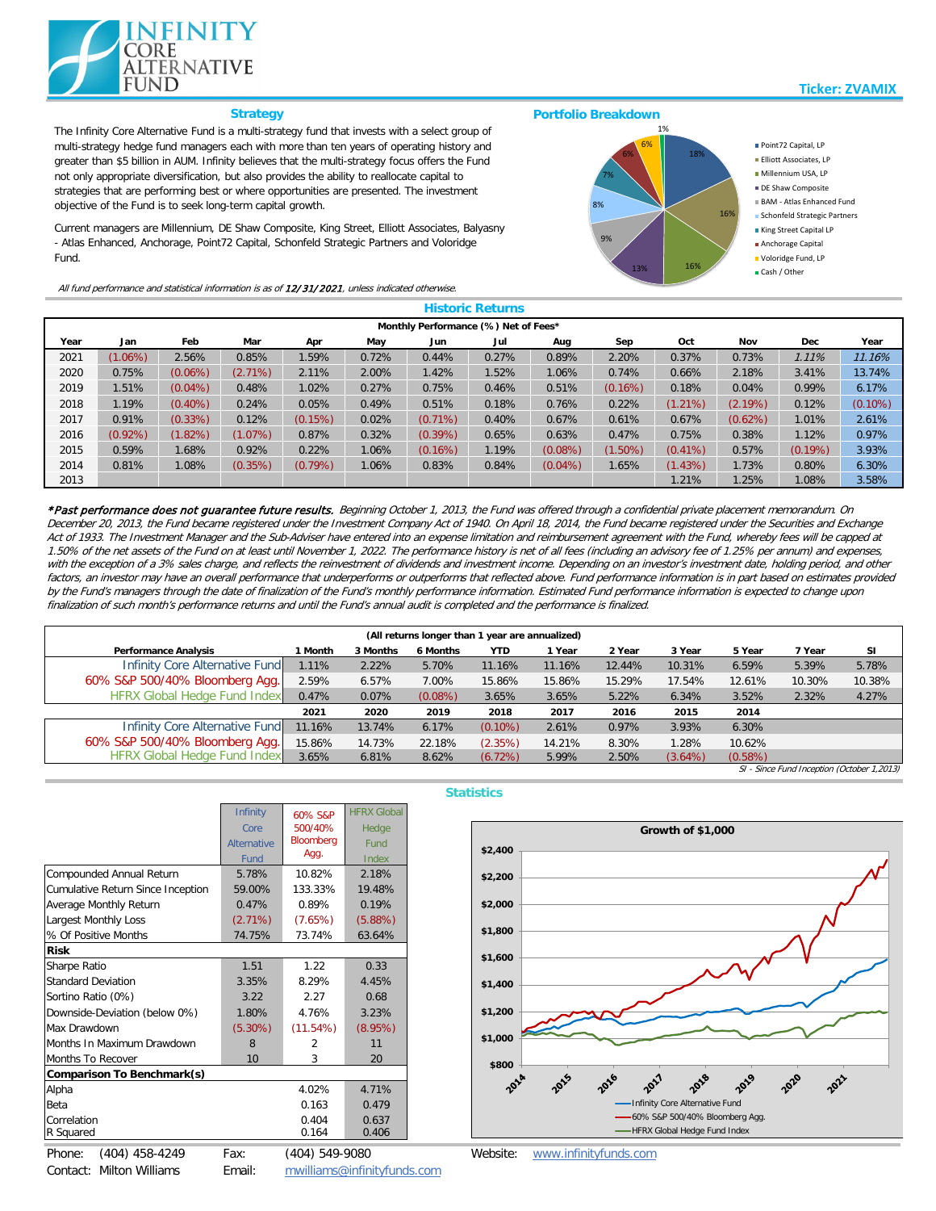# INFINITY CORE ALTERNATIVE FUND

**Ticker: ZVAMIX**

## Strategy

The Infinity Core Alternative Fund is a multi-strategy fund that invests with a select group of multi-strategy hedge fund managers each with more than ten years of operating history and greater than $5 billion in AUM. Infinity believes that the multi-strategy focus offers the Fund not only appropriate diversification, but also provides the ability to reallocate capital to strategies that are performing best or where opportunities are presented. The investment objective of the Fund is to seek long-term capital growth.

Current managers are Millennium, DE Shaw Composite, King Street, Elliott Associates, Balyasny - Atlas Enhanced, Anchorage, Point72 Capital, Schonfeld Strategic Partners and Voloridge Fund.

*All fund performance and statistical information is as of **12/31/2021**, unless indicated otherwise.*

## Portfolio Breakdown

| Manager | Allocation |
|---|---|
| Point72 Capital, LP | 18% |
| Elliott Associates, LP | 16% |
| Millennium USA, LP | 16% |
| DE Shaw Composite | 13% |
| BAM - Atlas Enhanced Fund | 9% |
| Schonfeld Strategic Partners | 8% |
| King Street Capital LP | 7% |
| Anchorage Capital | 6% |
| Voloridge Fund, LP | 6% |
| Cash / Other | 1% |

## Historic Returns

| Year | Jan | Feb | Mar | Apr | May | Jun | Jul | Aug | Sep | Oct | Nov | Dec | Year |
|---|---|---|---|---|---|---|---|---|---|---|---|---|---|
| | Monthly Performance (%) Net of Fees* | | | | | | | | | | | | |
| 2021 | (1.06%) | 2.56% | 0.85% | 1.59% | 0.72% | 0.44% | 0.27% | 0.89% | 2.20% | 0.37% | 0.73% | *1.11%* | *11.16%* |
| 2020 | 0.75% | (0.06%) | (2.71%) | 2.11% | 2.00% | 1.42% | 1.52% | 1.06% | 0.74% | 0.66% | 2.18% | 3.41% | 13.74% |
| 2019 | 1.51% | (0.04%) | 0.48% | 1.02% | 0.27% | 0.75% | 0.46% | 0.51% | (0.16%) | 0.18% | 0.04% | 0.99% | 6.17% |
| 2018 | 1.19% | (0.40%) | 0.24% | 0.05% | 0.49% | 0.51% | 0.18% | 0.76% | 0.22% | (1.21%) | (2.19%) | 0.12% | (0.10%) |
| 2017 | 0.91% | (0.33%) | 0.12% | (0.15%) | 0.02% | (0.71%) | 0.40% | 0.67% | 0.61% | 0.67% | (0.62%) | 1.01% | 2.61% |
| 2016 | (0.92%) | (1.82%) | (1.07%) | 0.87% | 0.32% | (0.39%) | 0.65% | 0.63% | 0.47% | 0.75% | 0.38% | 1.12% | 0.97% |
| 2015 | 0.59% | 1.68% | 0.92% | 0.22% | 1.06% | (0.16%) | 1.19% | (0.08%) | (1.50%) | (0.41%) | 0.57% | (0.19%) | 3.93% |
| 2014 | 0.81% | 1.08% | (0.35%) | (0.79%) | 1.06% | 0.83% | 0.84% | (0.04%) | 1.65% | (1.43%) | 1.73% | 0.80% | 6.30% |
| 2013 | | | | | | | | | | 1.21% | 1.25% | 1.08% | 3.58% |

***Past performance does not guarantee future results.** Beginning October 1, 2013, the Fund was offered through a confidential private placement memorandum. On December 20, 2013, the Fund became registered under the Investment Company Act of 1940. On April 18, 2014, the Fund became registered under the Securities and Exchange Act of 1933. The Investment Manager and the Sub-Adviser have entered into an expense limitation and reimbursement agreement with the Fund, whereby fees will be capped at 1.50% of the net assets of the Fund on at least until November 1, 2022. The performance history is net of all fees (including an advisory fee of 1.25% per annum) and expenses, with the exception of a 3% sales charge, and reflects the reinvestment of dividends and investment income. Depending on an investor's investment date, holding period, and other factors, an investor may have an overall performance that underperforms or outperforms that reflected above. Fund performance information is in part based on estimates provided by the Fund's managers through the date of finalization of the Fund's monthly performance information. Estimated Fund performance information is expected to change upon finalization of such month's performance returns and until the Fund's annual audit is completed and the performance is finalized.*

| Performance Analysis | 1 Month | 3 Months | 6 Months | YTD | 1 Year | 2 Year | 3 Year | 5 Year | 7 Year | SI |
|---|---|---|---|---|---|---|---|---|---|---|
| | (All returns longer than 1 year are annualized) | | | | | | | | | |
| Infinity Core Alternative Fund | 1.11% | 2.22% | 5.70% | 11.16% | 11.16% | 12.44% | 10.31% | 6.59% | 5.39% | 5.78% |
| 60% S&P 500/40% Bloomberg Agg. | 2.59% | 6.57% | 7.00% | 15.86% | 15.86% | 15.29% | 17.54% | 12.61% | 10.30% | 10.38% |
| HFRX Global Hedge Fund Index | 0.47% | 0.07% | (0.08%) | 3.65% | 3.65% | 5.22% | 6.34% | 3.52% | 2.32% | 4.27% |
| | 2021 | 2020 | 2019 | 2018 | 2017 | 2016 | 2015 | 2014 | | |
| Infinity Core Alternative Fund | 11.16% | 13.74% | 6.17% | (0.10%) | 2.61% | 0.97% | 3.93% | 6.30% | | |
| 60% S&P 500/40% Bloomberg Agg. | 15.86% | 14.73% | 22.18% | (2.35%) | 14.21% | 8.30% | 1.28% | 10.62% | | |
| HFRX Global Hedge Fund Index | 3.65% | 6.81% | 8.62% | (6.72%) | 5.99% | 2.50% | (3.64%) | (0.58%) | | |

*SI - Since Fund Inception (October 1,2013)*

## Statistics

| | Infinity Core Alternative Fund | 60% S&P 500/40% Bloomberg Agg. | HFRX Global Hedge Fund Index |
|---|---|---|---|
| Compounded Annual Return | 5.78% | 10.82% | 2.18% |
| Cumulative Return Since Inception | 59.00% | 133.33% | 19.48% |
| Average Monthly Return | 0.47% | 0.89% | 0.19% |
| Largest Monthly Loss | (2.71%) | (7.65%) | (5.88%) |
| % Of Positive Months | 74.75% | 73.74% | 63.64% |
| **Risk** | | | |
| Sharpe Ratio | 1.51 | 1.22 | 0.33 |
| Standard Deviation | 3.35% | 8.29% | 4.45% |
| Sortino Ratio (0%) | 3.22 | 2.27 | 0.68 |
| Downside-Deviation (below 0%) | 1.80% | 4.76% | 3.23% |
| Max Drawdown | (5.30%) | (11.54%) | (8.95%) |
| Months In Maximum Drawdown | 8 | 2 | 11 |
| Months To Recover | 10 | 3 | 20 |
| **Comparison To Benchmark(s)** | | | |
| Alpha | | 4.02% | 4.71% |
| Beta | | 0.163 | 0.479 |
| Correlation | | 0.404 | 0.637 |
| R Squared | | 0.164 | 0.406 |

**Growth of $1,000**

(Chart: Infinity Core Alternative Fund; 60% S&P 500/40% Bloomberg Agg.; HFRX Global Hedge Fund Index — 2014 to 2021, $800 to $2,400)

Phone: (404) 458-4249 Fax: (404) 549-9080 Website: www.infinityfunds.com

Contact: Milton Williams Email: mwilliams@infinityfunds.com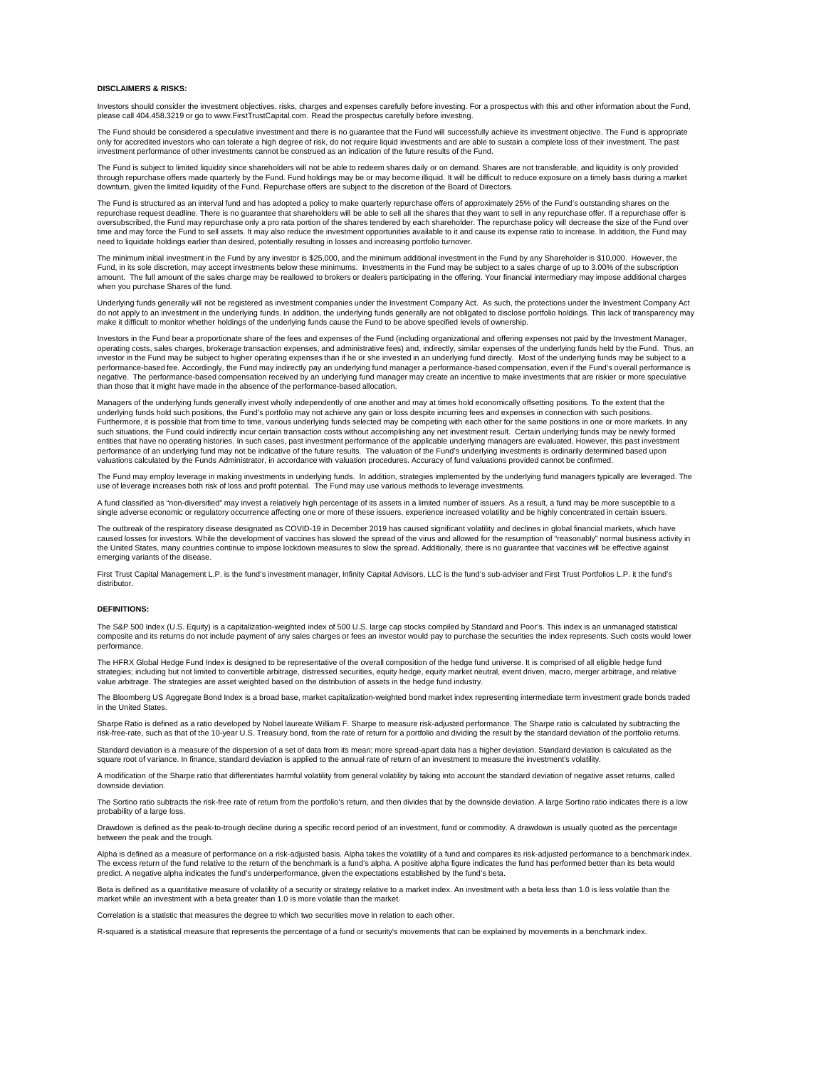**DISCLAIMERS & RISKS:**

Investors should consider the investment objectives, risks, charges and expenses carefully before investing. For a prospectus with this and other information about the Fund, please call 404.458.3219 or go to www.FirstTrustCapital.com. Read the prospectus carefully before investing.

The Fund should be considered a speculative investment and there is no guarantee that the Fund will successfully achieve its investment objective. The Fund is appropriate only for accredited investors who can tolerate a high degree of risk, do not require liquid investments and are able to sustain a complete loss of their investment. The past investment performance of other investments cannot be construed as an indication of the future results of the Fund.

The Fund is subject to limited liquidity since shareholders will not be able to redeem shares daily or on demand. Shares are not transferable, and liquidity is only provided through repurchase offers made quarterly by the Fund. Fund holdings may be or may become illiquid. It will be difficult to reduce exposure on a timely basis during a market downturn, given the limited liquidity of the Fund. Repurchase offers are subject to the discretion of the Board of Directors.

The Fund is structured as an interval fund and has adopted a policy to make quarterly repurchase offers of approximately 25% of the Fund's outstanding shares on the repurchase request deadline. There is no guarantee that shareholders will be able to sell all the shares that they want to sell in any repurchase offer. If a repurchase offer is oversubscribed, the Fund may repurchase only a pro rata portion of the shares tendered by each shareholder. The repurchase policy will decrease the size of the Fund over time and may force the Fund to sell assets. It may also reduce the investment opportunities available to it and cause its expense ratio to increase. In addition, the Fund may need to liquidate holdings earlier than desired, potentially resulting in losses and increasing portfolio turnover.

The minimum initial investment in the Fund by any investor is $25,000, and the minimum additional investment in the Fund by any Shareholder is $10,000. However, the Fund, in its sole discretion, may accept investments below these minimums. Investments in the Fund may be subject to a sales charge of up to 3.00% of the subscription amount. The full amount of the sales charge may be reallowed to brokers or dealers participating in the offering. Your financial intermediary may impose additional charges when you purchase Shares of the fund.

Underlying funds generally will not be registered as investment companies under the Investment Company Act. As such, the protections under the Investment Company Act do not apply to an investment in the underlying funds. In addition, the underlying funds generally are not obligated to disclose portfolio holdings. This lack of transparency may make it difficult to monitor whether holdings of the underlying funds cause the Fund to be above specified levels of ownership.

Investors in the Fund bear a proportionate share of the fees and expenses of the Fund (including organizational and offering expenses not paid by the Investment Manager, operating costs, sales charges, brokerage transaction expenses, and administrative fees) and, indirectly, similar expenses of the underlying funds held by the Fund. Thus, an investor in the Fund may be subject to higher operating expenses than if he or she invested in an underlying fund directly. Most of the underlying funds may be subject to a performance-based fee. Accordingly, the Fund may indirectly pay an underlying fund manager a performance-based compensation, even if the Fund's overall performance is negative. The performance-based compensation received by an underlying fund manager may create an incentive to make investments that are riskier or more speculative than those that it might have made in the absence of the performance-based allocation.

Managers of the underlying funds generally invest wholly independently of one another and may at times hold economically offsetting positions. To the extent that the underlying funds hold such positions, the Fund's portfolio may not achieve any gain or loss despite incurring fees and expenses in connection with such positions. Furthermore, it is possible that from time to time, various underlying funds selected may be competing with each other for the same positions in one or more markets. In any such situations, the Fund could indirectly incur certain transaction costs without accomplishing any net investment result. Certain underlying funds may be newly formed entities that have no operating histories. In such cases, past investment performance of the applicable underlying managers are evaluated. However, this past investment performance of an underlying fund may not be indicative of the future results. The valuation of the Fund's underlying investments is ordinarily determined based upon valuations calculated by the Funds Administrator, in accordance with valuation procedures. Accuracy of fund valuations provided cannot be confirmed.

The Fund may employ leverage in making investments in underlying funds. In addition, strategies implemented by the underlying fund managers typically are leveraged. The use of leverage increases both risk of loss and profit potential. The Fund may use various methods to leverage investments.

A fund classified as "non-diversified" may invest a relatively high percentage of its assets in a limited number of issuers. As a result, a fund may be more susceptible to a single adverse economic or regulatory occurrence affecting one or more of these issuers, experience increased volatility and be highly concentrated in certain issuers.

The outbreak of the respiratory disease designated as COVID-19 in December 2019 has caused significant volatility and declines in global financial markets, which have caused losses for investors. While the development of vaccines has slowed the spread of the virus and allowed for the resumption of "reasonably" normal business activity in the United States, many countries continue to impose lockdown measures to slow the spread. Additionally, there is no guarantee that vaccines will be effective against emerging variants of the disease.

First Trust Capital Management L.P. is the fund's investment manager, Infinity Capital Advisors, LLC is the fund's sub-adviser and First Trust Portfolios L.P. it the fund's distributor.

**DEFINITIONS:**

The S&P 500 Index (U.S. Equity) is a capitalization-weighted index of 500 U.S. large cap stocks compiled by Standard and Poor's. This index is an unmanaged statistical composite and its returns do not include payment of any sales charges or fees an investor would pay to purchase the securities the index represents. Such costs would lower performance.

The HFRX Global Hedge Fund Index is designed to be representative of the overall composition of the hedge fund universe. It is comprised of all eligible hedge fund strategies; including but not limited to convertible arbitrage, distressed securities, equity hedge, equity market neutral, event driven, macro, merger arbitrage, and relative value arbitrage. The strategies are asset weighted based on the distribution of assets in the hedge fund industry.

The Bloomberg US Aggregate Bond Index is a broad base, market capitalization-weighted bond market index representing intermediate term investment grade bonds traded in the United States.

Sharpe Ratio is defined as a ratio developed by Nobel laureate William F. Sharpe to measure risk-adjusted performance. The Sharpe ratio is calculated by subtracting the risk-free-rate, such as that of the 10-year U.S. Treasury bond, from the rate of return for a portfolio and dividing the result by the standard deviation of the portfolio returns.

Standard deviation is a measure of the dispersion of a set of data from its mean; more spread-apart data has a higher deviation. Standard deviation is calculated as the square root of variance. In finance, standard deviation is applied to the annual rate of return of an investment to measure the investment's volatility.

A modification of the Sharpe ratio that differentiates harmful volatility from general volatility by taking into account the standard deviation of negative asset returns, called downside deviation.

The Sortino ratio subtracts the risk-free rate of return from the portfolio's return, and then divides that by the downside deviation. A large Sortino ratio indicates there is a low probability of a large loss.

Drawdown is defined as the peak-to-trough decline during a specific record period of an investment, fund or commodity. A drawdown is usually quoted as the percentage between the peak and the trough.

Alpha is defined as a measure of performance on a risk-adjusted basis. Alpha takes the volatility of a fund and compares its risk-adjusted performance to a benchmark index. The excess return of the fund relative to the return of the benchmark is a fund's alpha. A positive alpha figure indicates the fund has performed better than its beta would predict. A negative alpha indicates the fund's underperformance, given the expectations established by the fund's beta.

Beta is defined as a quantitative measure of volatility of a security or strategy relative to a market index. An investment with a beta less than 1.0 is less volatile than the market while an investment with a beta greater than 1.0 is more volatile than the market.

Correlation is a statistic that measures the degree to which two securities move in relation to each other.

R-squared is a statistical measure that represents the percentage of a fund or security's movements that can be explained by movements in a benchmark index.